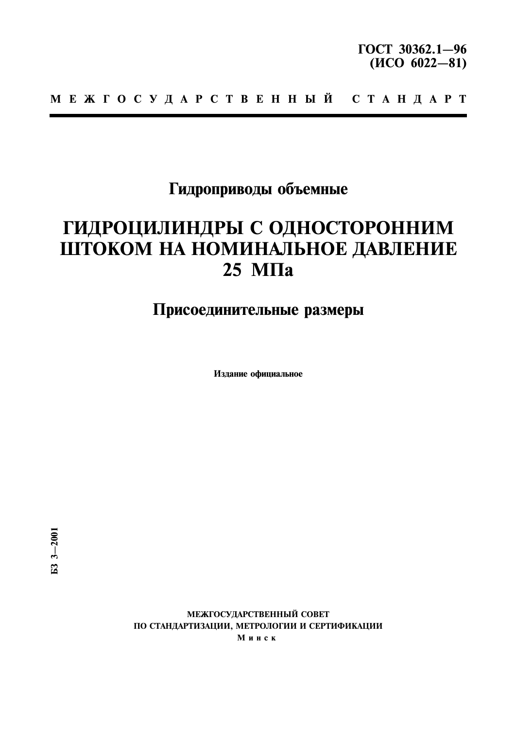**ГОСТ 30362.1—96**
**(ИСО 6022—81)**

**МЕЖГОСУДАРСТВЕННЫЙ СТАНДАРТ**

## Гидроприводы объемные

# ГИДРОЦИЛИНДРЫ С ОДНОСТОРОННИМ ШТОКОМ НА НОМИНАЛЬНОЕ ДАВЛЕНИЕ 25 МПа

## Присоединительные размеры

Издание официальное

БЗ 3—2001

МЕЖГОСУДАРСТВЕННЫЙ СОВЕТ
ПО СТАНДАРТИЗАЦИИ, МЕТРОЛОГИИ И СЕРТИФИКАЦИИ
Минск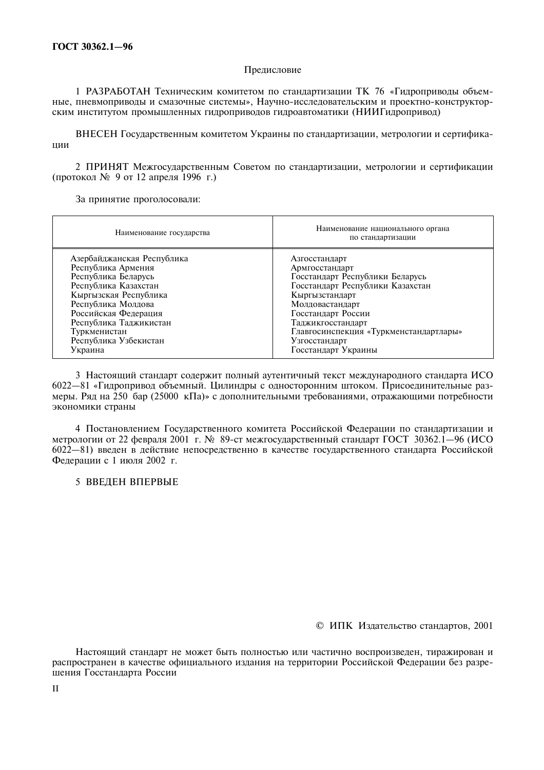## Предисловие

1 РАЗРАБОТАН Техническим комитетом по стандартизации ТК 76 «Гидроприводы объемные, пневмоприводы и смазочные системы», Научно-исследовательским и проектно-конструкторским институтом промышленных гидроприводов гидроавтоматики (НИИГидропривод)

ВНЕСЕН Государственным комитетом Украины по стандартизации, метрологии и сертификации

2 ПРИНЯТ Межгосударственным Советом по стандартизации, метрологии и сертификации (протокол № 9 от 12 апреля 1996 г.)

За принятие проголосовали:

| Наименование государства | Наименование национального органа по стандартизации |
|---|---|
| Азербайджанская Республика | Азгосстандарт |
| Республика Армения | Армгосстандарт |
| Республика Беларусь | Госстандарт Республики Беларусь |
| Республика Казахстан | Госстандарт Республики Казахстан |
| Кыргызская Республика | Кыргызстандарт |
| Республика Молдова | Молдовастандарт |
| Российская Федерация | Госстандарт России |
| Республика Таджикистан | Таджикгосстандарт |
| Туркменистан | Главгосинспекция «Туркменстандартлары» |
| Республика Узбекистан | Узгосстандарт |
| Украина | Госстандарт Украины |

3 Настоящий стандарт содержит полный аутентичный текст международного стандарта ИСО 6022—81 «Гидропривод объемный. Цилиндры с односторонним штоком. Присоединительные размеры. Ряд на 250 бар (25000 кПа)» с дополнительными требованиями, отражающими потребности экономики страны

4 Постановлением Государственного комитета Российской Федерации по стандартизации и метрологии от 22 февраля 2001 г. № 89-ст межгосударственный стандарт ГОСТ 30362.1—96 (ИСО 6022—81) введен в действие непосредственно в качестве государственного стандарта Российской Федерации с 1 июля 2002 г.

5 ВВЕДЕН ВПЕРВЫЕ

© ИПК Издательство стандартов, 2001

Настоящий стандарт не может быть полностью или частично воспроизведен, тиражирован и распространен в качестве официального издания на территории Российской Федерации без разрешения Госстандарта России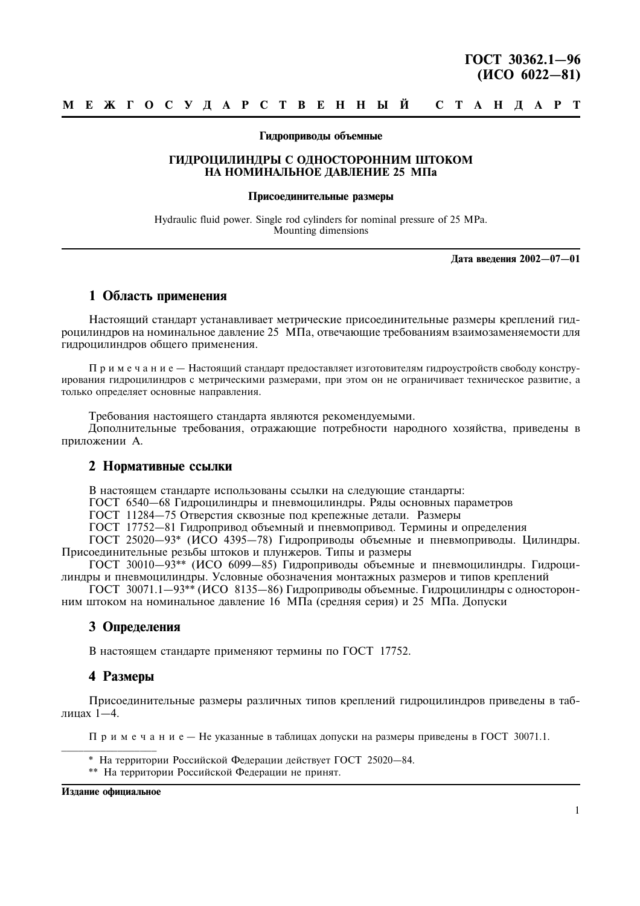ГОСТ 30362.1—96
(ИСО 6022—81)

**М Е Ж Г О С У Д А Р С Т В Е Н Н Ы Й   С Т А Н Д А Р Т**

**Гидроприводы объемные**

**ГИДРОЦИЛИНДРЫ С ОДНОСТОРОННИМ ШТОКОМ НА НОМИНАЛЬНОЕ ДАВЛЕНИЕ 25 МПа**

**Присоединительные размеры**

Hydraulic fluid power. Single rod cylinders for nominal pressure of 25 MPa. Mounting dimensions

**Дата введения 2002—07—01**

## 1 Область применения

Настоящий стандарт устанавливает метрические присоединительные размеры креплений гидроцилиндров на номинальное давление 25 МПа, отвечающие требованиям взаимозаменяемости для гидроцилиндров общего применения.

П р и м е ч а н и е — Настоящий стандарт предоставляет изготовителям гидроустройств свободу конструирования гидроцилиндров с метрическими размерами, при этом он не ограничивает техническое развитие, а только определяет основные направления.

Требования настоящего стандарта являются рекомендуемыми.

Дополнительные требования, отражающие потребности народного хозяйства, приведены в приложении А.

## 2 Нормативные ссылки

В настоящем стандарте использованы ссылки на следующие стандарты:

ГОСТ 6540—68 Гидроцилиндры и пневмоцилиндры. Ряды основных параметров

ГОСТ 11284—75 Отверстия сквозные под крепежные детали. Размеры

ГОСТ 17752—81 Гидропривод объемный и пневмопривод. Термины и определения

ГОСТ 25020—93* (ИСО 4395—78) Гидроприводы объемные и пневмоприводы. Цилиндры. Присоединительные резьбы штоков и плунжеров. Типы и размеры

ГОСТ 30010—93** (ИСО 6099—85) Гидроприводы объемные и пневмоцилиндры. Гидроцилиндры и пневмоцилиндры. Условные обозначения монтажных размеров и типов креплений

ГОСТ 30071.1—93** (ИСО 8135—86) Гидроприводы объемные. Гидроцилиндры с односторонним штоком на номинальное давление 16 МПа (средняя серия) и 25 МПа. Допуски

## 3 Определения

В настоящем стандарте применяют термины по ГОСТ 17752.

## 4 Размеры

Присоединительные размеры различных типов креплений гидроцилиндров приведены в таблицах 1—4.

П р и м е ч а н и е — Не указанные в таблицах допуски на размеры приведены в ГОСТ 30071.1.

---

\* На территории Российской Федерации действует ГОСТ 25020—84.

\** На территории Российской Федерации не принят.

**Издание официальное**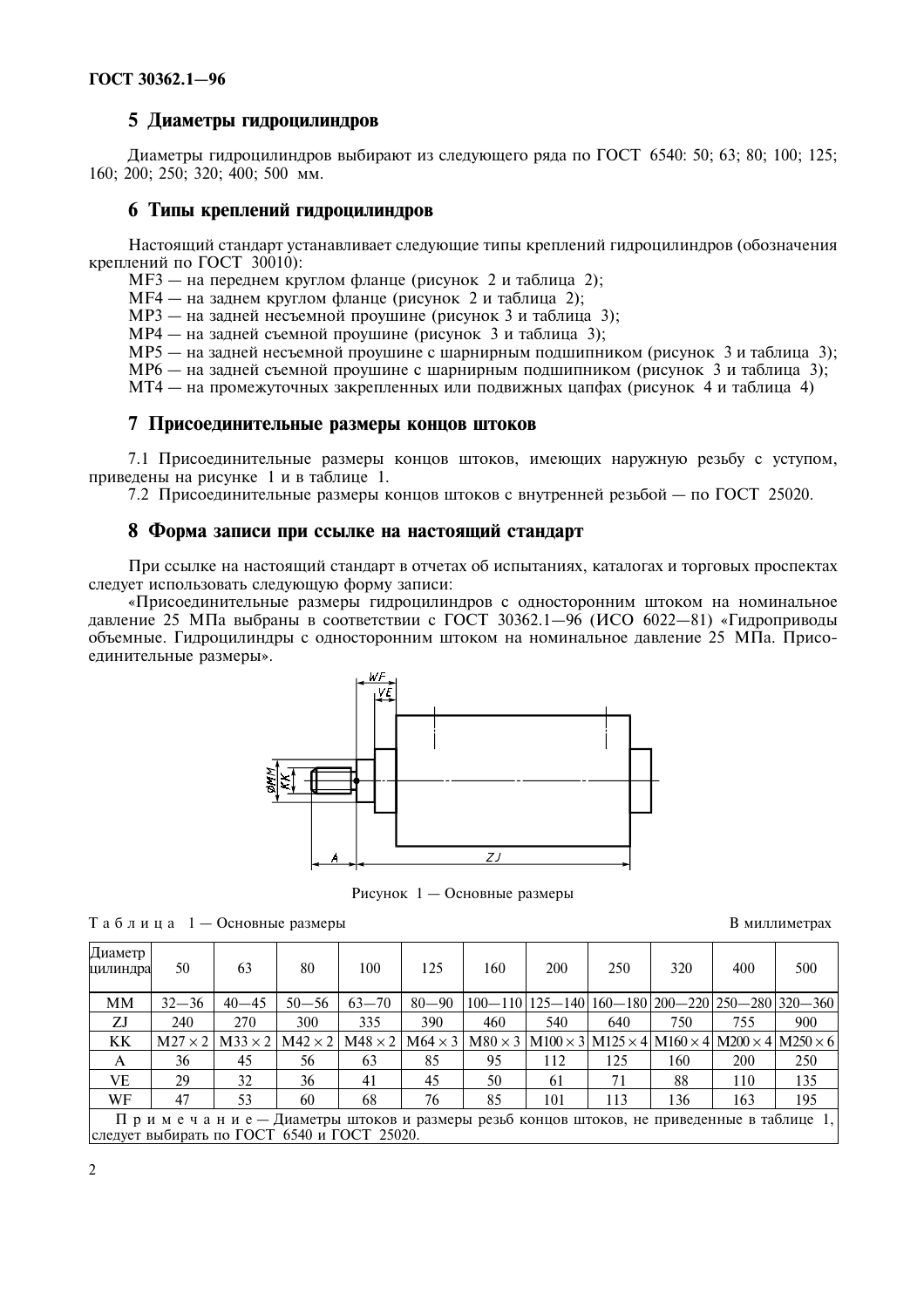## 5 Диаметры гидроцилиндров

Диаметры гидроцилиндров выбирают из следующего ряда по ГОСТ 6540: 50; 63; 80; 100; 125; 160; 200; 250; 320; 400; 500 мм.

## 6 Типы креплений гидроцилиндров

Настоящий стандарт устанавливает следующие типы креплений гидроцилиндров (обозначения креплений по ГОСТ 30010):

MF3 — на переднем круглом фланце (рисунок 2 и таблица 2);
MF4 — на заднем круглом фланце (рисунок 2 и таблица 2);
MP3 — на задней несъемной проушине (рисунок 3 и таблица 3);
MP4 — на задней съемной проушине (рисунок 3 и таблица 3);
MP5 — на задней несъемной проушине с шарнирным подшипником (рисунок 3 и таблица 3);
MP6 — на задней съемной проушине с шарнирным подшипником (рисунок 3 и таблица 3);
MT4 — на промежуточных закрепленных или подвижных цапфах (рисунок 4 и таблица 4)

## 7 Присоединительные размеры концов штоков

7.1 Присоединительные размеры концов штоков, имеющих наружную резьбу с уступом, приведены на рисунке 1 и в таблице 1.

7.2 Присоединительные размеры концов штоков с внутренней резьбой — по ГОСТ 25020.

## 8 Форма записи при ссылке на настоящий стандарт

При ссылке на настоящий стандарт в отчетах об испытаниях, каталогах и торговых проспектах следует использовать следующую форму записи:

«Присоединительные размеры гидроцилиндров с односторонним штоком на номинальное давление 25 МПа выбраны в соответствии с ГОСТ 30362.1—96 (ИСО 6022—81) «Гидроприводы объемные. Гидроцилиндры с односторонним штоком на номинальное давление 25 МПа. Присоединительные размеры».

Рисунок 1 — Основные размеры

Таблица 1 — Основные размеры

В миллиметрах

| Диаметр цилиндра | 50 | 63 | 80 | 100 | 125 | 160 | 200 | 250 | 320 | 400 | 500 |
|---|---|---|---|---|---|---|---|---|---|---|---|
| MM | 32—36 | 40—45 | 50—56 | 63—70 | 80—90 | 100—110 | 125—140 | 160—180 | 200—220 | 250—280 | 320—360 |
| ZJ | 240 | 270 | 300 | 335 | 390 | 460 | 540 | 640 | 750 | 755 | 900 |
| KK | M27 × 2 | M33 × 2 | M42 × 2 | M48 × 2 | M64 × 3 | M80 × 3 | M100 × 3 | M125 × 4 | M160 × 4 | M200 × 4 | M250 × 6 |
| A | 36 | 45 | 56 | 63 | 85 | 95 | 112 | 125 | 160 | 200 | 250 |
| VE | 29 | 32 | 36 | 41 | 45 | 50 | 61 | 71 | 88 | 110 | 135 |
| WF | 47 | 53 | 60 | 68 | 76 | 85 | 101 | 113 | 136 | 163 | 195 |

Примечание — Диаметры штоков и размеры резьб концов штоков, не приведенные в таблице 1, следует выбирать по ГОСТ 6540 и ГОСТ 25020.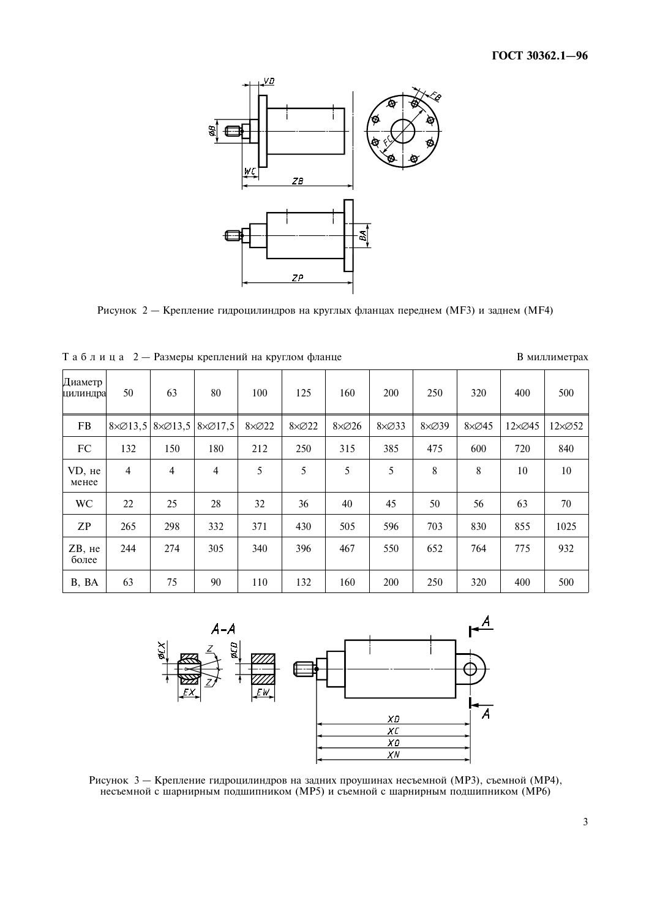Рисунок 2 — Крепление гидроцилиндров на круглых фланцах переднем (MF3) и заднем (MF4)

Т а б л и ц а 2 — Размеры креплений на круглом фланце

В миллиметрах

| Диаметр цилиндра | 50 | 63 | 80 | 100 | 125 | 160 | 200 | 250 | 320 | 400 | 500 |
|---|---|---|---|---|---|---|---|---|---|---|---|
| FB | 8×∅13,5 | 8×∅13,5 | 8×∅17,5 | 8×∅22 | 8×∅22 | 8×∅26 | 8×∅33 | 8×∅39 | 8×∅45 | 12×∅45 | 12×∅52 |
| FC | 132 | 150 | 180 | 212 | 250 | 315 | 385 | 475 | 600 | 720 | 840 |
| VD, не менее | 4 | 4 | 4 | 5 | 5 | 5 | 5 | 8 | 8 | 10 | 10 |
| WC | 22 | 25 | 28 | 32 | 36 | 40 | 45 | 50 | 56 | 63 | 70 |
| ZP | 265 | 298 | 332 | 371 | 430 | 505 | 596 | 703 | 830 | 855 | 1025 |
| ZB, не более | 244 | 274 | 305 | 340 | 396 | 467 | 550 | 652 | 764 | 775 | 932 |
| B, BA | 63 | 75 | 90 | 110 | 132 | 160 | 200 | 250 | 320 | 400 | 500 |

Рисунок 3 — Крепление гидроцилиндров на задних проушинах несъемной (MP3), съемной (MP4), несъемной с шарнирным подшипником (MP5) и съемной с шарнирным подшипником (MP6)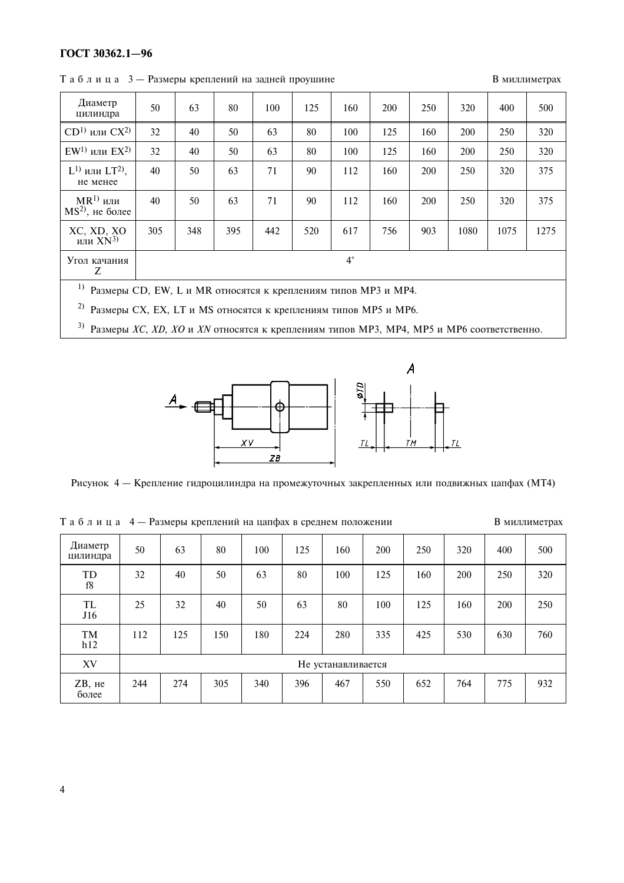Т а б л и ц а 3 — Размеры креплений на задней проушине

В миллиметрах

| Диаметр цилиндра | 50 | 63 | 80 | 100 | 125 | 160 | 200 | 250 | 320 | 400 | 500 |
|---|---|---|---|---|---|---|---|---|---|---|---|
| CD[1)] или CX[2)] | 32 | 40 | 50 | 63 | 80 | 100 | 125 | 160 | 200 | 250 | 320 |
| EW[1)] или EX[2)] | 32 | 40 | 50 | 63 | 80 | 100 | 125 | 160 | 200 | 250 | 320 |
| L[1)] или LT[2)], не менее | 40 | 50 | 63 | 71 | 90 | 112 | 160 | 200 | 250 | 320 | 375 |
| MR[1)] или MS[2)], не более | 40 | 50 | 63 | 71 | 90 | 112 | 160 | 200 | 250 | 320 | 375 |
| XC, XD, XO или XN[3)] | 305 | 348 | 395 | 442 | 520 | 617 | 756 | 903 | 1080 | 1075 | 1275 |
| Угол качания Z | 4° | | | | | | | | | | |

[1)] Размеры CD, EW, L и MR относятся к креплениям типов MP3 и MP4.

[2)] Размеры CX, EX, LT и MS относятся к креплениям типов MP5 и MP6.

[3)] Размеры *XC*, *XD*, *XO* и *XN* относятся к креплениям типов MP3, MP4, MP5 и MP6 соответственно.

Рисунок 4 — Крепление гидроцилиндра на промежуточных закрепленных или подвижных цапфах (MT4)

Т а б л и ц а 4 — Размеры креплений на цапфах в среднем положении

В миллиметрах

| Диаметр цилиндра | 50 | 63 | 80 | 100 | 125 | 160 | 200 | 250 | 320 | 400 | 500 |
|---|---|---|---|---|---|---|---|---|---|---|---|
| TD f8 | 32 | 40 | 50 | 63 | 80 | 100 | 125 | 160 | 200 | 250 | 320 |
| TL J16 | 25 | 32 | 40 | 50 | 63 | 80 | 100 | 125 | 160 | 200 | 250 |
| TM h12 | 112 | 125 | 150 | 180 | 224 | 280 | 335 | 425 | 530 | 630 | 760 |
| XV | Не устанавливается | | | | | | | | | | |
| ZB, не более | 244 | 274 | 305 | 340 | 396 | 467 | 550 | 652 | 764 | 775 | 932 |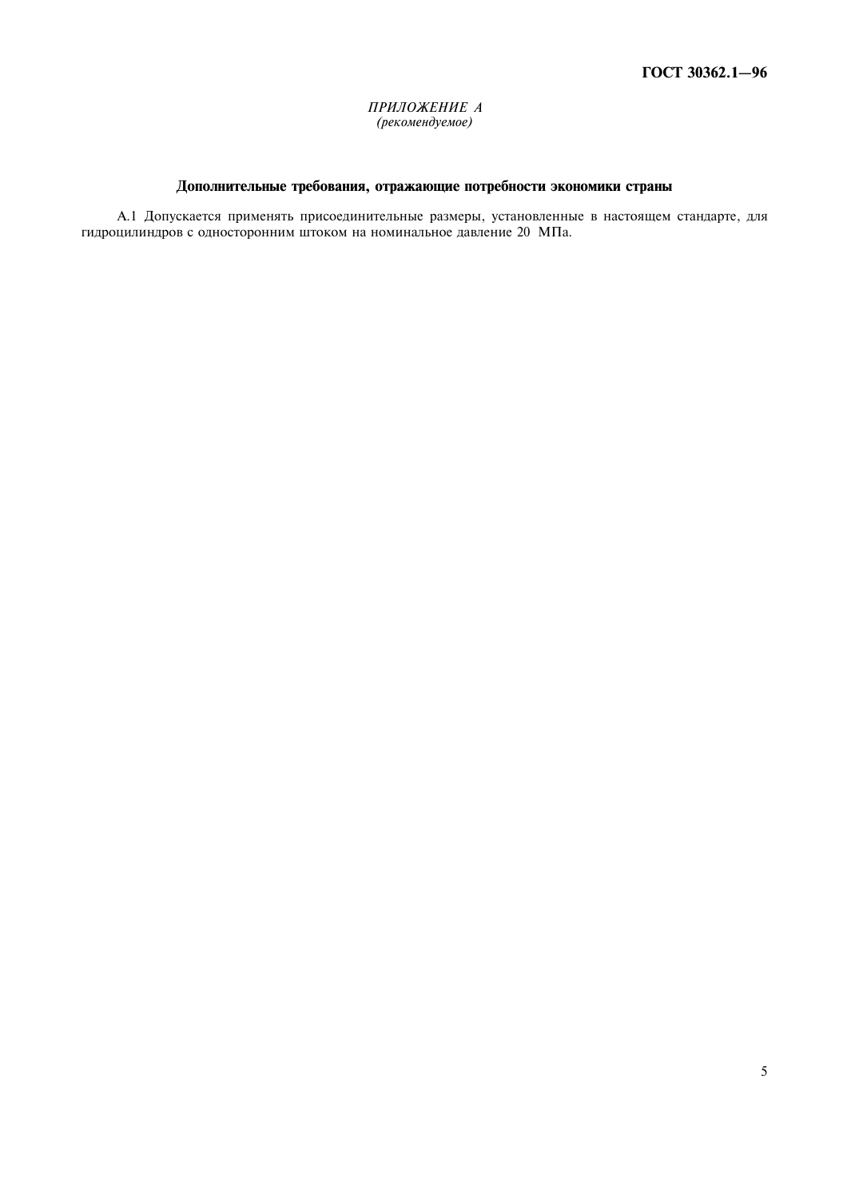*ПРИЛОЖЕНИЕ А*
*(рекомендуемое)*

## Дополнительные требования, отражающие потребности экономики страны

А.1 Допускается применять присоединительные размеры, установленные в настоящем стандарте, для гидроцилиндров с односторонним штоком на номинальное давление 20 МПа.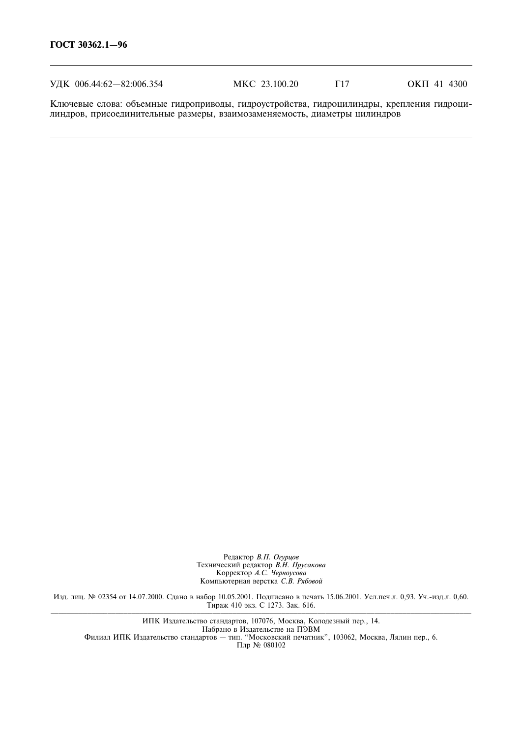УДК 006.44:62—82:006.354 МКС 23.100.20 Г17 ОКП 41 4300

Ключевые слова: объемные гидроприводы, гидроустройства, гидроцилиндры, крепления гидроцилиндров, присоединительные размеры, взаимозаменяемость, диаметры цилиндров

Редактор *В.П. Огурцов*
Технический редактор *В.Н. Прусакова*
Корректор *А.С. Черноусова*
Компьютерная верстка *С.В. Рябовой*

Изд. лиц. № 02354 от 14.07.2000. Сдано в набор 10.05.2001. Подписано в печать 15.06.2001. Усл.печ.л. 0,93. Уч.-изд.л. 0,60. Тираж 410 экз. С 1273. Зак. 616.

ИПК Издательство стандартов, 107076, Москва, Колодезный пер., 14.
Набрано в Издательстве на ПЭВМ
Филиал ИПК Издательство стандартов — тип. "Московский печатник", 103062, Москва, Лялин пер., 6.
Плр № 080102